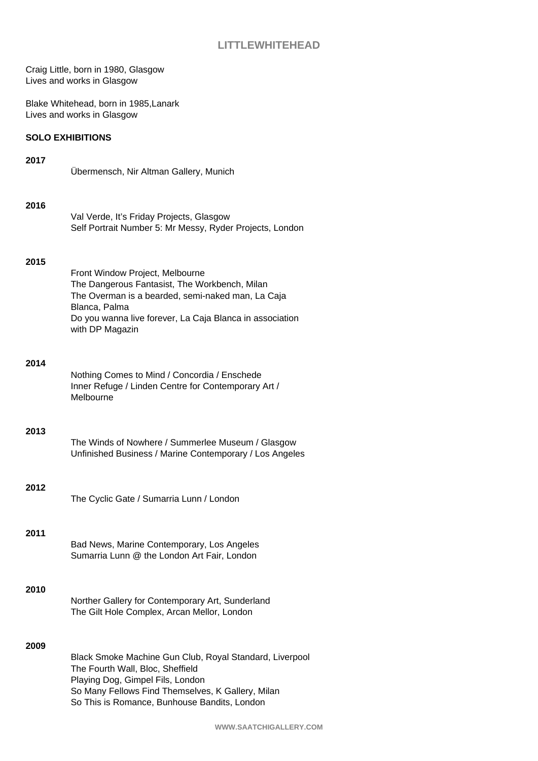# LITTLEWHITEHEAD

Craig Little, born in 1980, Glasgow
Lives and works in Glasgow

Blake Whitehead, born in 1985,Lanark
Lives and works in Glasgow

## SOLO EXHIBITIONS

**2017**

Übermensch, Nir Altman Gallery, Munich

**2016**

Val Verde, It's Friday Projects, Glasgow
Self Portrait Number 5: Mr Messy, Ryder Projects, London

**2015**

Front Window Project, Melbourne
The Dangerous Fantasist, The Workbench, Milan
The Overman is a bearded, semi-naked man, La Caja Blanca, Palma
Do you wanna live forever, La Caja Blanca in association with DP Magazin

**2014**

Nothing Comes to Mind / Concordia / Enschede
Inner Refuge / Linden Centre for Contemporary Art / Melbourne

**2013**

The Winds of Nowhere / Summerlee Museum / Glasgow
Unfinished Business / Marine Contemporary / Los Angeles

**2012**

The Cyclic Gate / Sumarria Lunn / London

**2011**

Bad News, Marine Contemporary, Los Angeles
Sumarria Lunn @ the London Art Fair, London

**2010**

Norther Gallery for Contemporary Art, Sunderland
The Gilt Hole Complex, Arcan Mellor, London

**2009**

Black Smoke Machine Gun Club, Royal Standard, Liverpool
The Fourth Wall, Bloc, Sheffield
Playing Dog, Gimpel Fils, London
So Many Fellows Find Themselves, K Gallery, Milan
So This is Romance, Bunhouse Bandits, London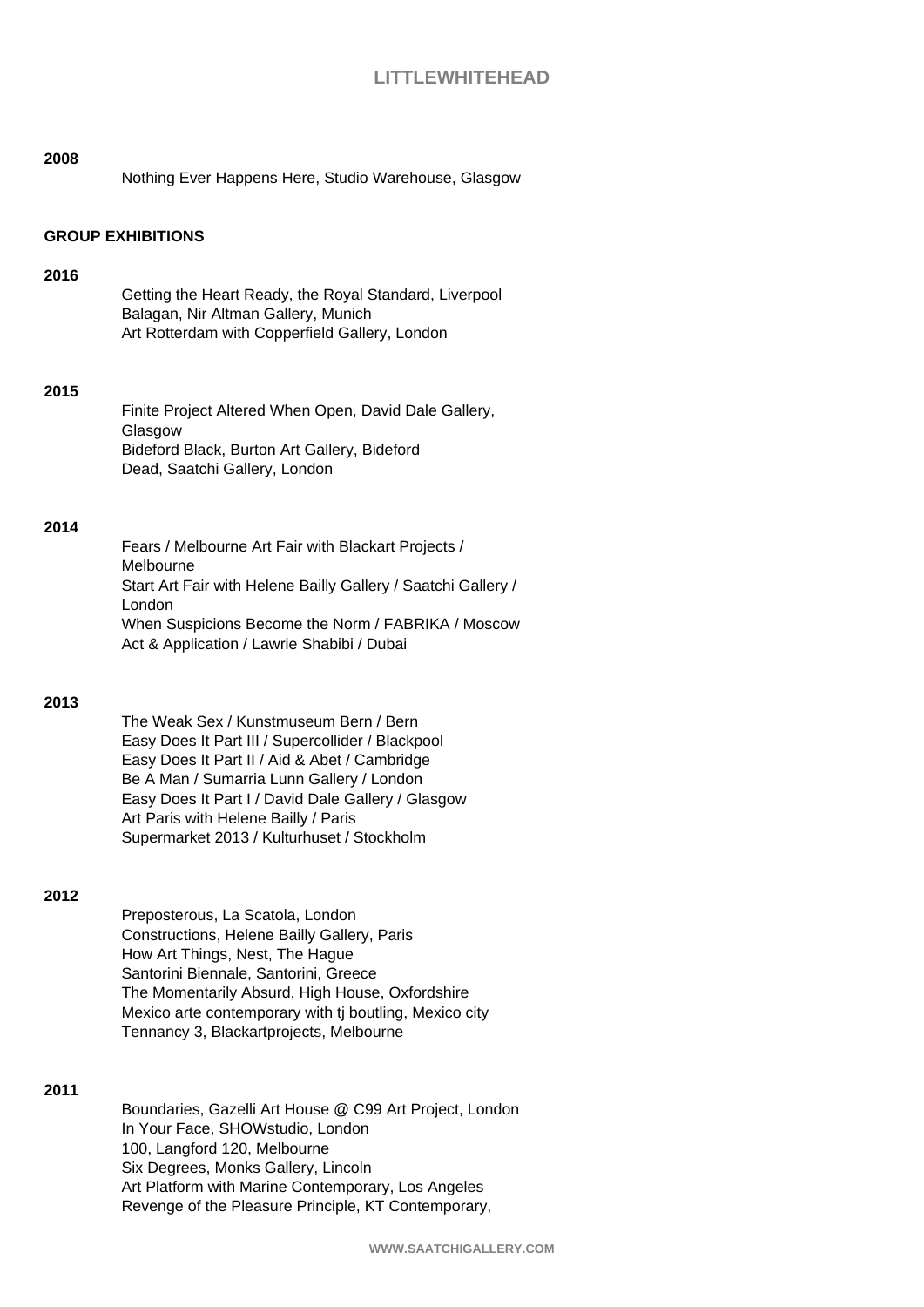**2008**

Nothing Ever Happens Here, Studio Warehouse, Glasgow

**GROUP EXHIBITIONS**

**2016**

Getting the Heart Ready, the Royal Standard, Liverpool
Balagan, Nir Altman Gallery, Munich
Art Rotterdam with Copperfield Gallery, London

**2015**

Finite Project Altered When Open, David Dale Gallery, Glasgow
Bideford Black, Burton Art Gallery, Bideford
Dead, Saatchi Gallery, London

**2014**

Fears / Melbourne Art Fair with Blackart Projects / Melbourne
Start Art Fair with Helene Bailly Gallery / Saatchi Gallery / London
When Suspicions Become the Norm / FABRIKA / Moscow
Act & Application / Lawrie Shabibi / Dubai

**2013**

The Weak Sex / Kunstmuseum Bern / Bern
Easy Does It Part III / Supercollider / Blackpool
Easy Does It Part II / Aid & Abet / Cambridge
Be A Man / Sumarria Lunn Gallery / London
Easy Does It Part I / David Dale Gallery / Glasgow
Art Paris with Helene Bailly / Paris
Supermarket 2013 / Kulturhuset / Stockholm

**2012**

Preposterous, La Scatola, London
Constructions, Helene Bailly Gallery, Paris
How Art Things, Nest, The Hague
Santorini Biennale, Santorini, Greece
The Momentarily Absurd, High House, Oxfordshire
Mexico arte contemporary with tj boutling, Mexico city
Tennancy 3, Blackartprojects, Melbourne

**2011**

Boundaries, Gazelli Art House @ C99 Art Project, London
In Your Face, SHOWstudio, London
100, Langford 120, Melbourne
Six Degrees, Monks Gallery, Lincoln
Art Platform with Marine Contemporary, Los Angeles
Revenge of the Pleasure Principle, KT Contemporary,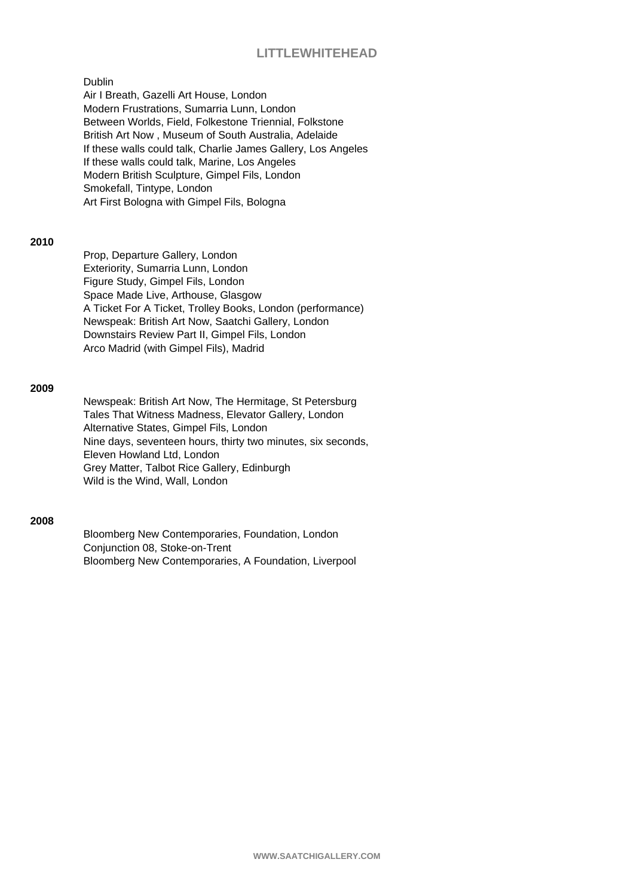Dublin
Air I Breath, Gazelli Art House, London
Modern Frustrations, Sumarria Lunn, London
Between Worlds, Field, Folkestone Triennial, Folkstone
British Art Now , Museum of South Australia, Adelaide
If these walls could talk, Charlie James Gallery, Los Angeles
If these walls could talk, Marine, Los Angeles
Modern British Sculpture, Gimpel Fils, London
Smokefall, Tintype, London
Art First Bologna with Gimpel Fils, Bologna

**2010**

Prop, Departure Gallery, London
Exteriority, Sumarria Lunn, London
Figure Study, Gimpel Fils, London
Space Made Live, Arthouse, Glasgow
A Ticket For A Ticket, Trolley Books, London (performance)
Newspeak: British Art Now, Saatchi Gallery, London
Downstairs Review Part II, Gimpel Fils, London
Arco Madrid (with Gimpel Fils), Madrid

**2009**

Newspeak: British Art Now, The Hermitage, St Petersburg
Tales That Witness Madness, Elevator Gallery, London
Alternative States, Gimpel Fils, London
Nine days, seventeen hours, thirty two minutes, six seconds,
Eleven Howland Ltd, London
Grey Matter, Talbot Rice Gallery, Edinburgh
Wild is the Wind, Wall, London

**2008**

Bloomberg New Contemporaries, Foundation, London
Conjunction 08, Stoke-on-Trent
Bloomberg New Contemporaries, A Foundation, Liverpool